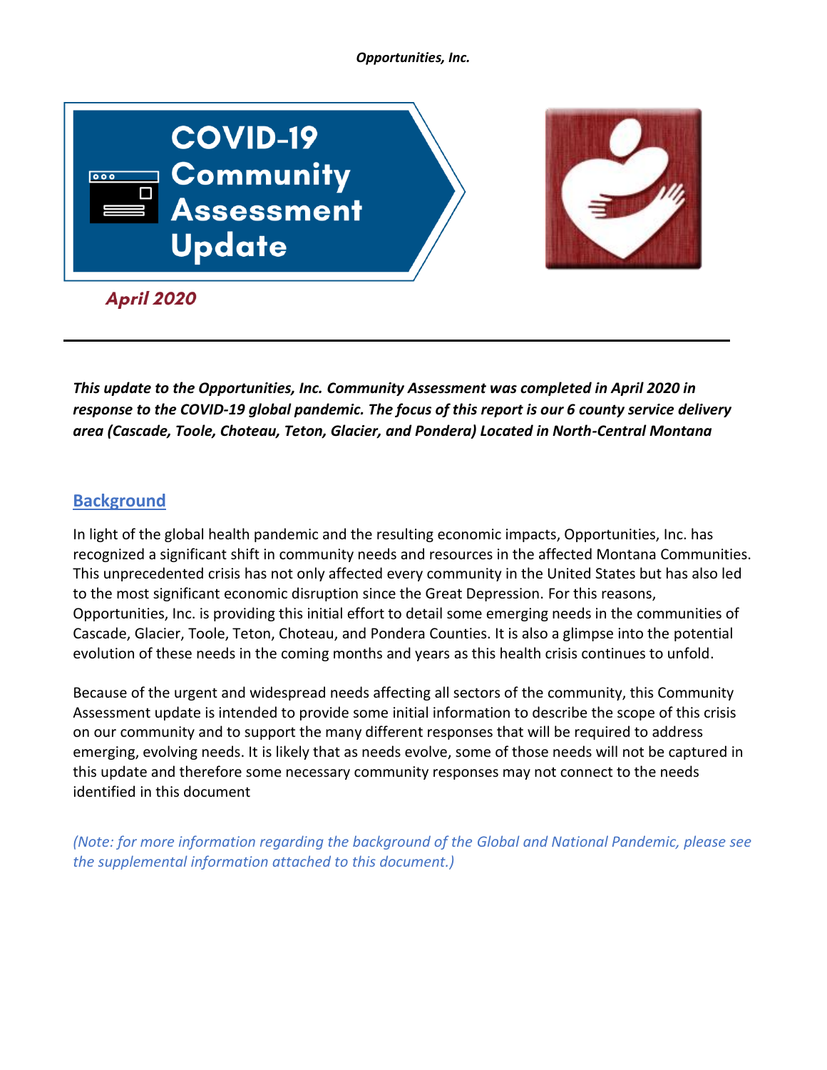*Opportunities, Inc.*

# COVID-19 Community Assessment Update

*April 2020*

---

***This update to the Opportunities, Inc. Community Assessment was completed in April 2020 in response to the COVID-19 global pandemic. The focus of this report is our 6 county service delivery area (Cascade, Toole, Choteau, Teton, Glacier, and Pondera) Located in North-Central Montana***

## Background

In light of the global health pandemic and the resulting economic impacts, Opportunities, Inc. has recognized a significant shift in community needs and resources in the affected Montana Communities. This unprecedented crisis has not only affected every community in the United States but has also led to the most significant economic disruption since the Great Depression. For this reasons, Opportunities, Inc. is providing this initial effort to detail some emerging needs in the communities of Cascade, Glacier, Toole, Teton, Choteau, and Pondera Counties. It is also a glimpse into the potential evolution of these needs in the coming months and years as this health crisis continues to unfold.

Because of the urgent and widespread needs affecting all sectors of the community, this Community Assessment update is intended to provide some initial information to describe the scope of this crisis on our community and to support the many different responses that will be required to address emerging, evolving needs. It is likely that as needs evolve, some of those needs will not be captured in this update and therefore some necessary community responses may not connect to the needs identified in this document

*(Note: for more information regarding the background of the Global and National Pandemic, please see the supplemental information attached to this document.)*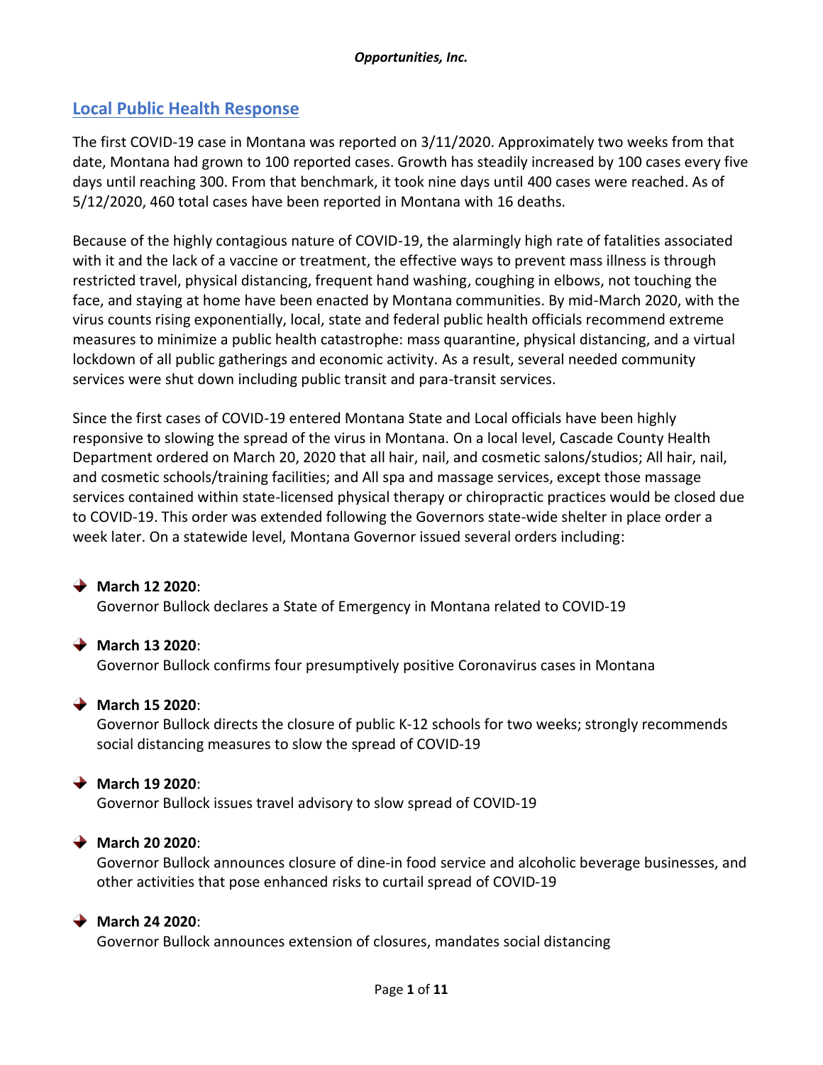## Local Public Health Response

The first COVID-19 case in Montana was reported on 3/11/2020. Approximately two weeks from that date, Montana had grown to 100 reported cases. Growth has steadily increased by 100 cases every five days until reaching 300. From that benchmark, it took nine days until 400 cases were reached. As of 5/12/2020, 460 total cases have been reported in Montana with 16 deaths.

Because of the highly contagious nature of COVID-19, the alarmingly high rate of fatalities associated with it and the lack of a vaccine or treatment, the effective ways to prevent mass illness is through restricted travel, physical distancing, frequent hand washing, coughing in elbows, not touching the face, and staying at home have been enacted by Montana communities. By mid-March 2020, with the virus counts rising exponentially, local, state and federal public health officials recommend extreme measures to minimize a public health catastrophe: mass quarantine, physical distancing, and a virtual lockdown of all public gatherings and economic activity. As a result, several needed community services were shut down including public transit and para-transit services.

Since the first cases of COVID-19 entered Montana State and Local officials have been highly responsive to slowing the spread of the virus in Montana. On a local level, Cascade County Health Department ordered on March 20, 2020 that all hair, nail, and cosmetic salons/studios; All hair, nail, and cosmetic schools/training facilities; and All spa and massage services, except those massage services contained within state-licensed physical therapy or chiropractic practices would be closed due to COVID-19. This order was extended following the Governors state-wide shelter in place order a week later. On a statewide level, Montana Governor issued several orders including:

- **March 12 2020**:
  Governor Bullock declares a State of Emergency in Montana related to COVID-19
- **March 13 2020**:
  Governor Bullock confirms four presumptively positive Coronavirus cases in Montana
- **March 15 2020**:
  Governor Bullock directs the closure of public K-12 schools for two weeks; strongly recommends social distancing measures to slow the spread of COVID-19
- **March 19 2020**:
  Governor Bullock issues travel advisory to slow spread of COVID-19
- **March 20 2020**:
  Governor Bullock announces closure of dine-in food service and alcoholic beverage businesses, and other activities that pose enhanced risks to curtail spread of COVID-19
- **March 24 2020**:
  Governor Bullock announces extension of closures, mandates social distancing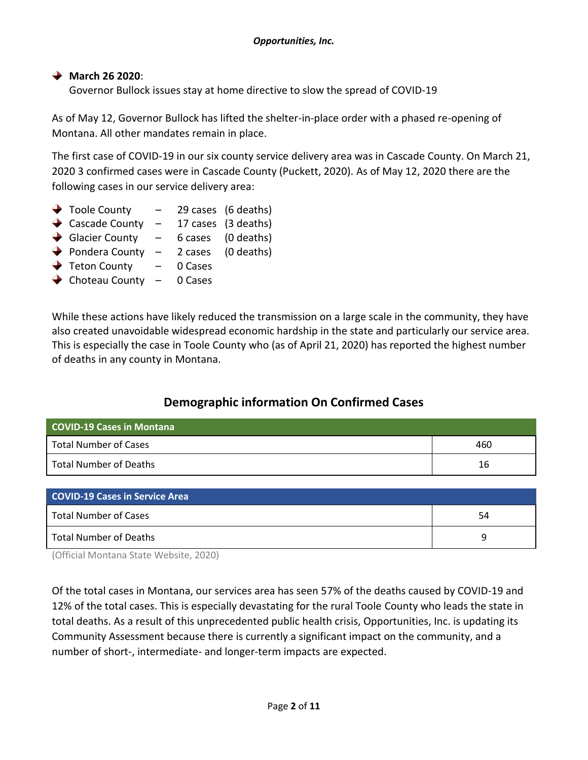- **March 26 2020**:
  Governor Bullock issues stay at home directive to slow the spread of COVID-19

As of May 12, Governor Bullock has lifted the shelter-in-place order with a phased re-opening of Montana. All other mandates remain in place.

The first case of COVID-19 in our six county service delivery area was in Cascade County. On March 21, 2020 3 confirmed cases were in Cascade County (Puckett, 2020). As of May 12, 2020 there are the following cases in our service delivery area:

- Toole County – 29 cases (6 deaths)
- Cascade County – 17 cases (3 deaths)
- Glacier County – 6 cases (0 deaths)
- Pondera County – 2 cases (0 deaths)
- Teton County – 0 Cases
- Choteau County – 0 Cases

While these actions have likely reduced the transmission on a large scale in the community, they have also created unavoidable widespread economic hardship in the state and particularly our service area. This is especially the case in Toole County who (as of April 21, 2020) has reported the highest number of deaths in any county in Montana.

## Demographic information On Confirmed Cases

| COVID-19 Cases in Montana | |
|---|---|
| Total Number of Cases | 460 |
| Total Number of Deaths | 16 |

| COVID-19 Cases in Service Area | |
|---|---|
| Total Number of Cases | 54 |
| Total Number of Deaths | 9 |

(Official Montana State Website, 2020)

Of the total cases in Montana, our services area has seen 57% of the deaths caused by COVID-19 and 12% of the total cases. This is especially devastating for the rural Toole County who leads the state in total deaths. As a result of this unprecedented public health crisis, Opportunities, Inc. is updating its Community Assessment because there is currently a significant impact on the community, and a number of short-, intermediate- and longer-term impacts are expected.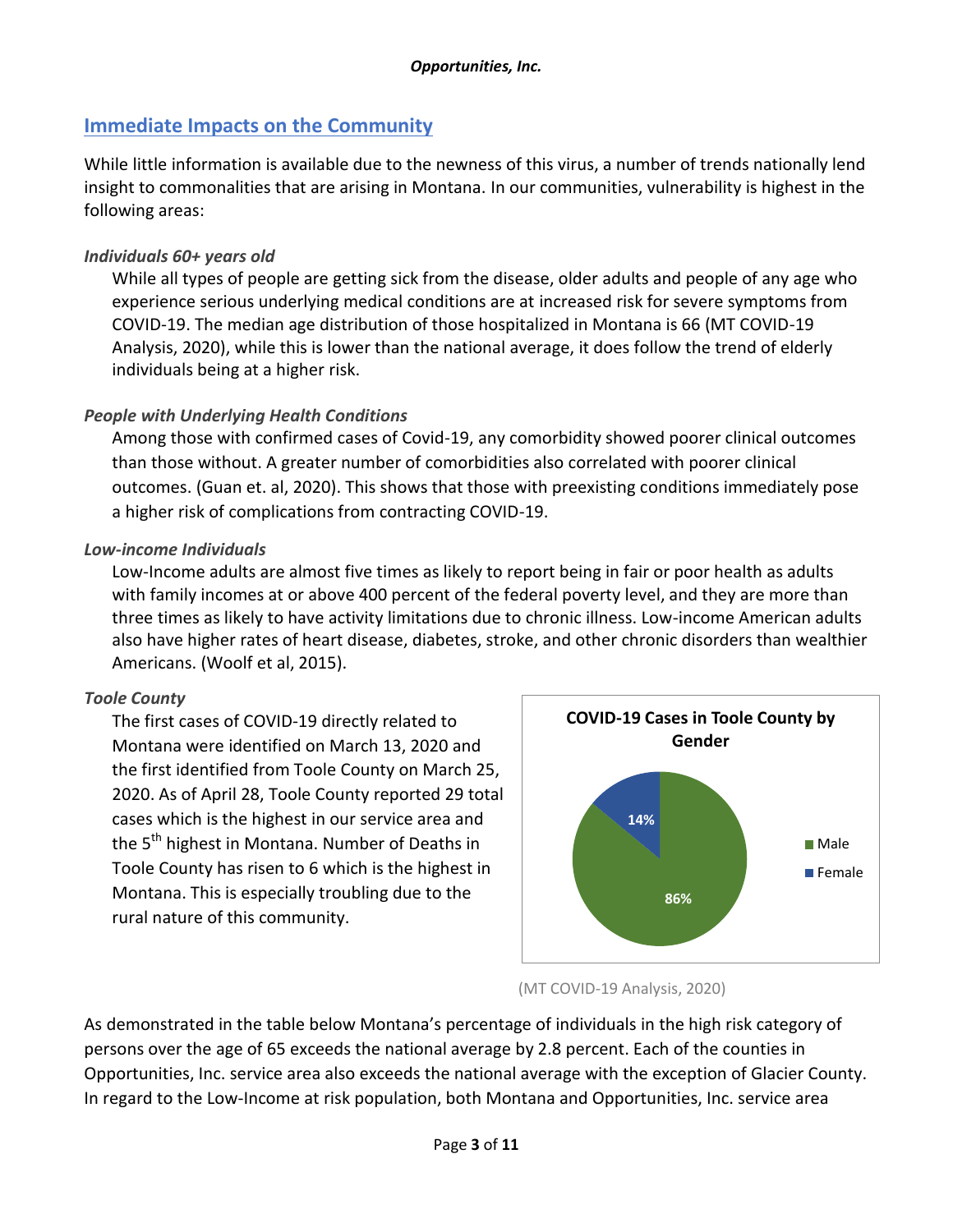## Immediate Impacts on the Community

While little information is available due to the newness of this virus, a number of trends nationally lend insight to commonalities that are arising in Montana. In our communities, vulnerability is highest in the following areas:

*Individuals 60+ years old*

While all types of people are getting sick from the disease, older adults and people of any age who experience serious underlying medical conditions are at increased risk for severe symptoms from COVID-19. The median age distribution of those hospitalized in Montana is 66 (MT COVID-19 Analysis, 2020), while this is lower than the national average, it does follow the trend of elderly individuals being at a higher risk.

*People with Underlying Health Conditions*

Among those with confirmed cases of Covid-19, any comorbidity showed poorer clinical outcomes than those without. A greater number of comorbidities also correlated with poorer clinical outcomes. (Guan et. al, 2020). This shows that those with preexisting conditions immediately pose a higher risk of complications from contracting COVID-19.

*Low-income Individuals*

Low-Income adults are almost five times as likely to report being in fair or poor health as adults with family incomes at or above 400 percent of the federal poverty level, and they are more than three times as likely to have activity limitations due to chronic illness. Low-income American adults also have higher rates of heart disease, diabetes, stroke, and other chronic disorders than wealthier Americans. (Woolf et al, 2015).

*Toole County*

The first cases of COVID-19 directly related to Montana were identified on March 13, 2020 and the first identified from Toole County on March 25, 2020. As of April 28, Toole County reported 29 total cases which is the highest in our service area and the 5th highest in Montana. Number of Deaths in Toole County has risen to 6 which is the highest in Montana. This is especially troubling due to the rural nature of this community.

**COVID-19 Cases in Toole County by Gender**

| Gender | Percent |
|---|---|
| Male | 86% |
| Female | 14% |

(MT COVID-19 Analysis, 2020)

As demonstrated in the table below Montana's percentage of individuals in the high risk category of persons over the age of 65 exceeds the national average by 2.8 percent. Each of the counties in Opportunities, Inc. service area also exceeds the national average with the exception of Glacier County. In regard to the Low-Income at risk population, both Montana and Opportunities, Inc. service area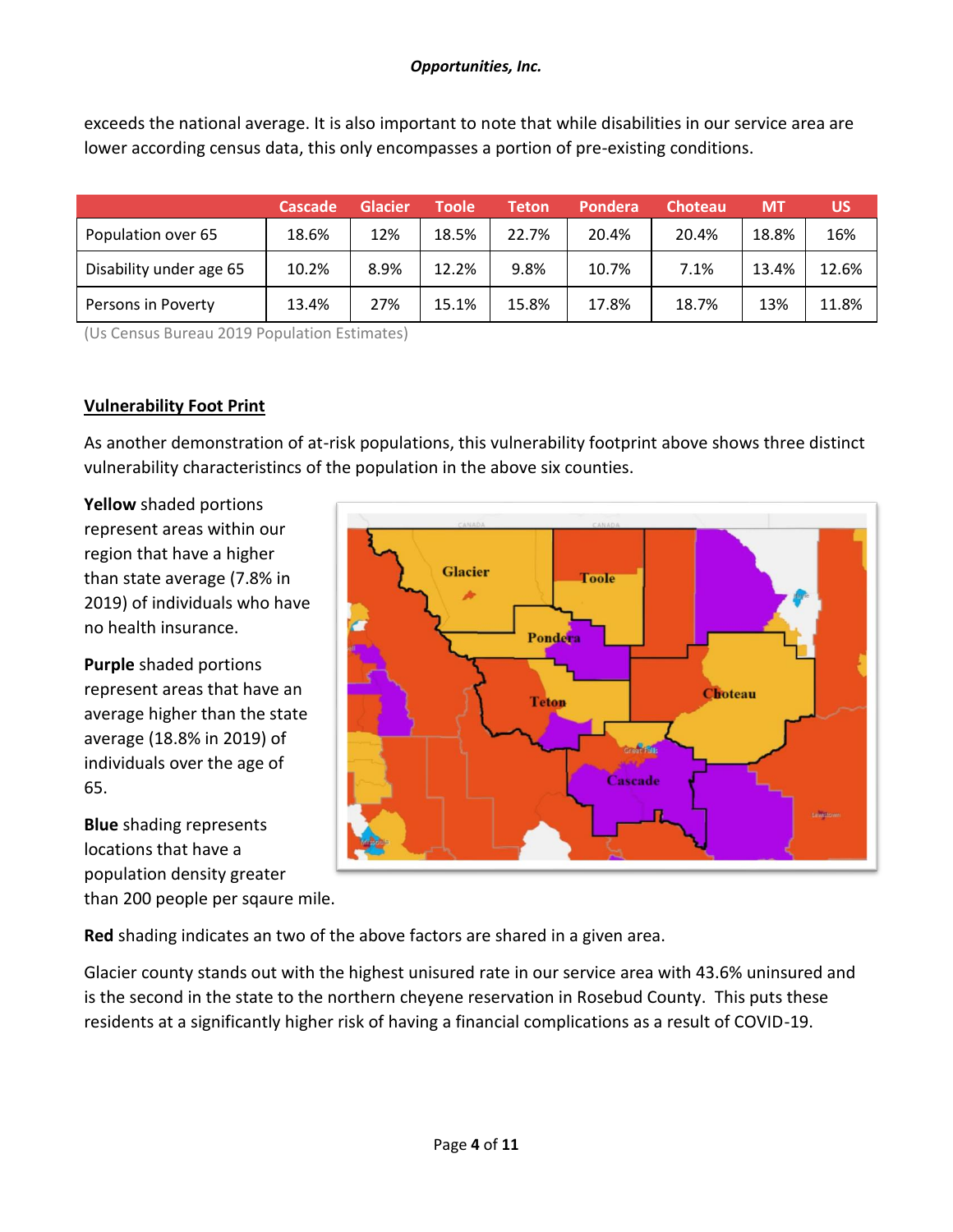exceeds the national average. It is also important to note that while disabilities in our service area are lower according census data, this only encompasses a portion of pre-existing conditions.

| | Cascade | Glacier | Toole | Teton | Pondera | Choteau | MT | US |
|---|---|---|---|---|---|---|---|---|
| Population over 65 | 18.6% | 12% | 18.5% | 22.7% | 20.4% | 20.4% | 18.8% | 16% |
| Disability under age 65 | 10.2% | 8.9% | 12.2% | 9.8% | 10.7% | 7.1% | 13.4% | 12.6% |
| Persons in Poverty | 13.4% | 27% | 15.1% | 15.8% | 17.8% | 18.7% | 13% | 11.8% |

(Us Census Bureau 2019 Population Estimates)

## Vulnerability Foot Print

As another demonstration of at-risk populations, this vulnerability footprint above shows three distinct vulnerability characteristincs of the population in the above six counties.

**Yellow** shaded portions represent areas within our region that have a higher than state average (7.8% in 2019) of individuals who have no health insurance.

**Purple** shaded portions represent areas that have an average higher than the state average (18.8% in 2019) of individuals over the age of 65.

**Blue** shading represents locations that have a population density greater than 200 people per sqaure mile.

**Red** shading indicates an two of the above factors are shared in a given area.

Glacier county stands out with the highest unisured rate in our service area with 43.6% uninsured and is the second in the state to the northern cheyene reservation in Rosebud County. This puts these residents at a significantly higher risk of having a financial complications as a result of COVID-19.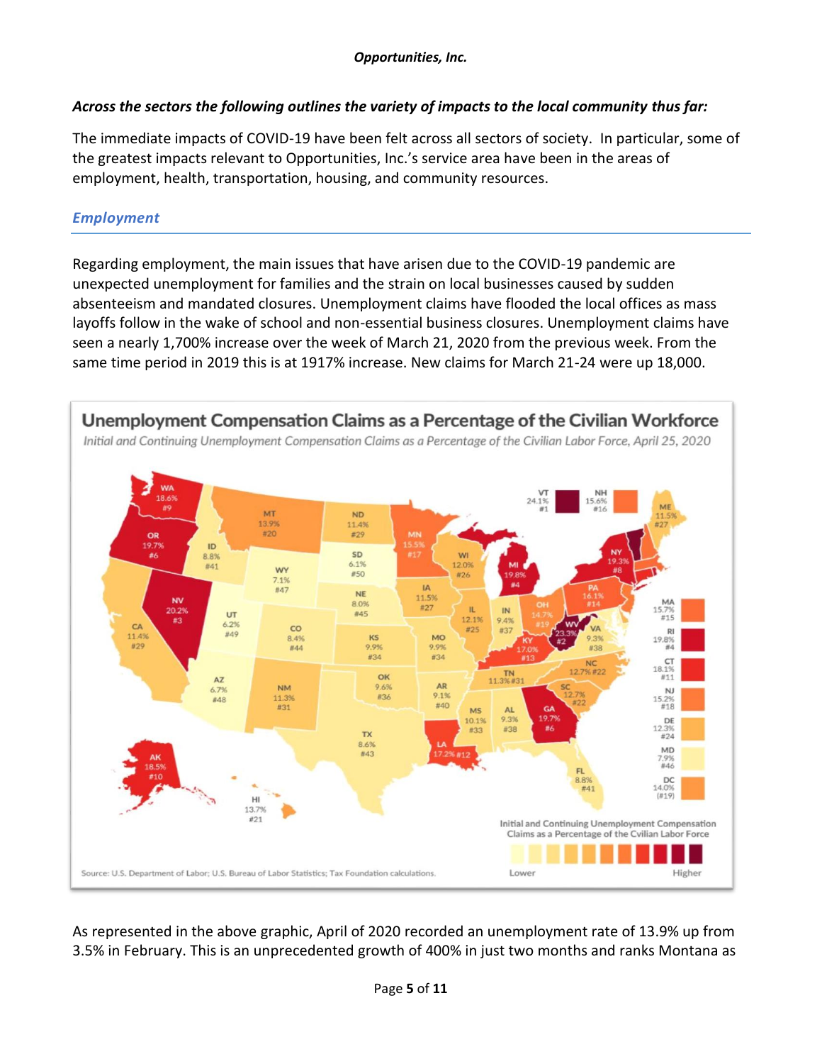***Across the sectors the following outlines the variety of impacts to the local community thus far:***

The immediate impacts of COVID-19 have been felt across all sectors of society. In particular, some of the greatest impacts relevant to Opportunities, Inc.'s service area have been in the areas of employment, health, transportation, housing, and community resources.

### *Employment*

Regarding employment, the main issues that have arisen due to the COVID-19 pandemic are unexpected unemployment for families and the strain on local businesses caused by sudden absenteeism and mandated closures. Unemployment claims have flooded the local offices as mass layoffs follow in the wake of school and non-essential business closures. Unemployment claims have seen a nearly 1,700% increase over the week of March 21, 2020 from the previous week. From the same time period in 2019 this is at 1917% increase. New claims for March 21-24 were up 18,000.

**Unemployment Compensation Claims as a Percentage of the Civilian Workforce**

*Initial and Continuing Unemployment Compensation Claims as a Percentage of the Civilian Labor Force, April 25, 2020*

| State | Percentage | Rank |
| --- | --- | --- |
| VT | 24.1% | #1 |
| WV | 23.3% | #2 |
| NV | 20.2% | #3 |
| MI | 19.8% | #4 |
| RI | 19.8% | #4 |
| OR | 19.7% | #6 |
| GA | 19.7% | #6 |
| NY | 19.3% | #8 |
| WA | 18.6% | #9 |
| AK | 18.5% | #10 |
| CT | 18.1% | #11 |
| LA | 17.2% | #12 |
| KY | 17.0% | #13 |
| PA | 16.1% | #14 |
| MA | 15.7% | #15 |
| NH | 15.6% | #16 |
| MN | 15.5% | #17 |
| NJ | 15.2% | #18 |
| OH | 14.7% | #19 |
| DC | 14.0% | (#19) |
| MT | 13.9% | #20 |
| HI | 13.7% | #21 |
| NC | 12.7% | #22 |
| SC | 12.7% | #22 |
| DE | 12.3% | #24 |
| IL | 12.1% | #25 |
| WI | 12.0% | #26 |
| IA | 11.5% | #27 |
| ME | 11.5% | #27 |
| ND | 11.4% | #29 |
| CA | 11.4% | #29 |
| NM | 11.3% | #31 |
| TN | 11.3% | #31 |
| MS | 10.1% | #33 |
| KS | 9.9% | #34 |
| MO | 9.9% | #34 |
| OK | 9.6% | #36 |
| IN | 9.4% | #37 |
| VA | 9.3% | #38 |
| AL | 9.3% | #38 |
| AR | 9.1% | #40 |
| ID | 8.8% | #41 |
| FL | 8.8% | #41 |
| TX | 8.6% | #43 |
| CO | 8.4% | #44 |
| NE | 8.0% | #45 |
| MD | 7.9% | #46 |
| WY | 7.1% | #47 |
| AZ | 6.7% | #48 |
| UT | 6.2% | #49 |
| SD | 6.1% | #50 |

Initial and Continuing Unemployment Compensation Claims as a Percentage of the Cvilian Labor Force (Lower – Higher)

Source: U.S. Department of Labor; U.S. Bureau of Labor Statistics; Tax Foundation calculations.

As represented in the above graphic, April of 2020 recorded an unemployment rate of 13.9% up from 3.5% in February. This is an unprecedented growth of 400% in just two months and ranks Montana as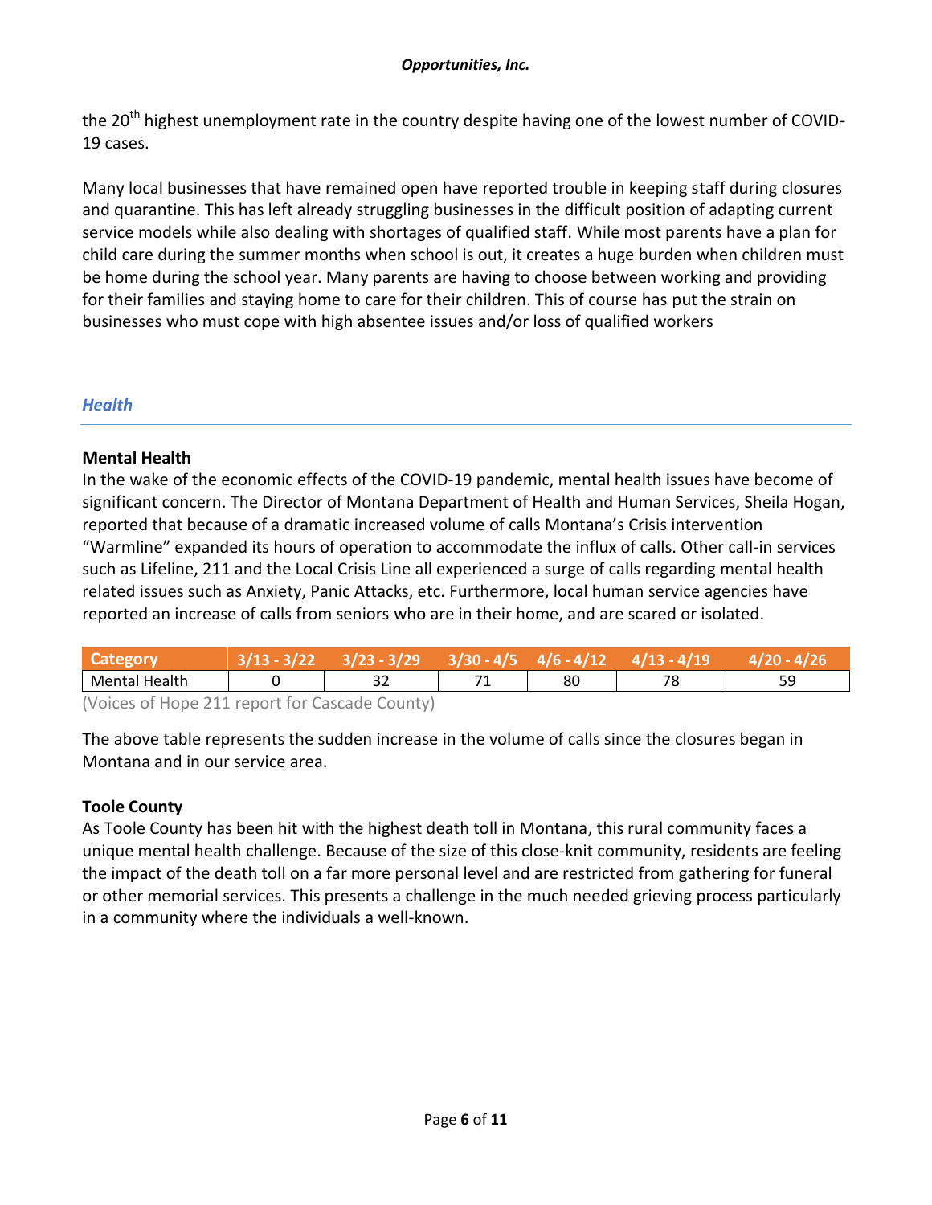the 20th highest unemployment rate in the country despite having one of the lowest number of COVID-19 cases.

Many local businesses that have remained open have reported trouble in keeping staff during closures and quarantine. This has left already struggling businesses in the difficult position of adapting current service models while also dealing with shortages of qualified staff. While most parents have a plan for child care during the summer months when school is out, it creates a huge burden when children must be home during the school year. Many parents are having to choose between working and providing for their families and staying home to care for their children. This of course has put the strain on businesses who must cope with high absentee issues and/or loss of qualified workers

## *Health*

**Mental Health**

In the wake of the economic effects of the COVID-19 pandemic, mental health issues have become of significant concern. The Director of Montana Department of Health and Human Services, Sheila Hogan, reported that because of a dramatic increased volume of calls Montana's Crisis intervention "Warmline" expanded its hours of operation to accommodate the influx of calls. Other call-in services such as Lifeline, 211 and the Local Crisis Line all experienced a surge of calls regarding mental health related issues such as Anxiety, Panic Attacks, etc. Furthermore, local human service agencies have reported an increase of calls from seniors who are in their home, and are scared or isolated.

| Category | 3/13 - 3/22 | 3/23 - 3/29 | 3/30 - 4/5 | 4/6 - 4/12 | 4/13 - 4/19 | 4/20 - 4/26 |
|---|---|---|---|---|---|---|
| Mental Health | 0 | 32 | 71 | 80 | 78 | 59 |

(Voices of Hope 211 report for Cascade County)

The above table represents the sudden increase in the volume of calls since the closures began in Montana and in our service area.

**Toole County**

As Toole County has been hit with the highest death toll in Montana, this rural community faces a unique mental health challenge. Because of the size of this close-knit community, residents are feeling the impact of the death toll on a far more personal level and are restricted from gathering for funeral or other memorial services. This presents a challenge in the much needed grieving process particularly in a community where the individuals a well-known.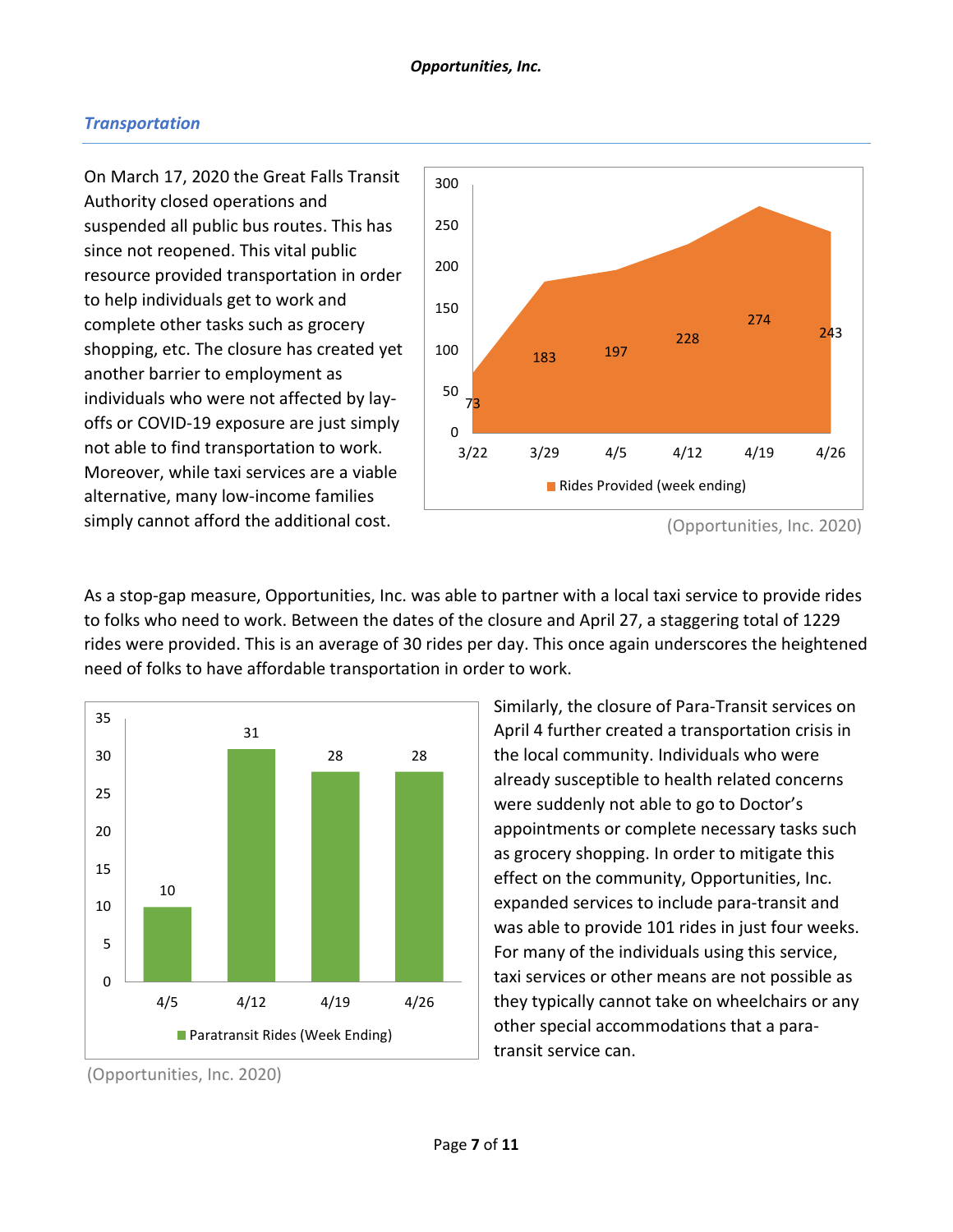## Transportation

On March 17, 2020 the Great Falls Transit Authority closed operations and suspended all public bus routes. This has since not reopened. This vital public resource provided transportation in order to help individuals get to work and complete other tasks such as grocery shopping, etc. The closure has created yet another barrier to employment as individuals who were not affected by lay-offs or COVID-19 exposure are just simply not able to find transportation to work. Moreover, while taxi services are a viable alternative, many low-income families simply cannot afford the additional cost.

| Week Ending | Rides Provided (week ending) |
|---|---|
| 3/22 | 73 |
| 3/29 | 183 |
| 4/5 | 197 |
| 4/12 | 228 |
| 4/19 | 274 |
| 4/26 | 243 |

(Opportunities, Inc. 2020)

As a stop-gap measure, Opportunities, Inc. was able to partner with a local taxi service to provide rides to folks who need to work. Between the dates of the closure and April 27, a staggering total of 1229 rides were provided. This is an average of 30 rides per day. This once again underscores the heightened need of folks to have affordable transportation in order to work.

| Week Ending | Paratransit Rides (Week Ending) |
|---|---|
| 4/5 | 10 |
| 4/12 | 31 |
| 4/19 | 28 |
| 4/26 | 28 |

(Opportunities, Inc. 2020)

Similarly, the closure of Para-Transit services on April 4 further created a transportation crisis in the local community. Individuals who were already susceptible to health related concerns were suddenly not able to go to Doctor's appointments or complete necessary tasks such as grocery shopping. In order to mitigate this effect on the community, Opportunities, Inc. expanded services to include para-transit and was able to provide 101 rides in just four weeks. For many of the individuals using this service, taxi services or other means are not possible as they typically cannot take on wheelchairs or any other special accommodations that a para-transit service can.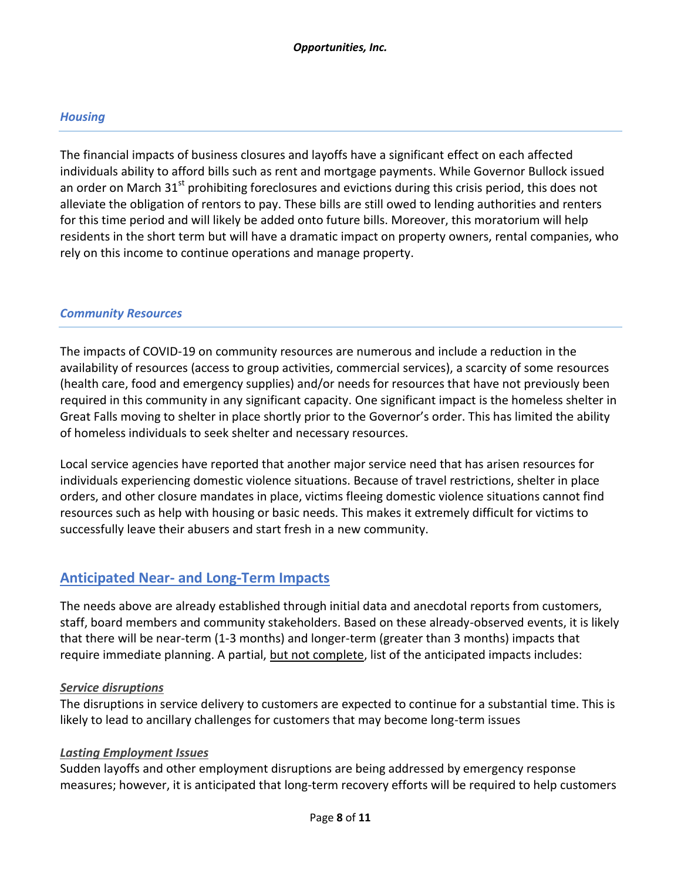### *Housing*

The financial impacts of business closures and layoffs have a significant effect on each affected individuals ability to afford bills such as rent and mortgage payments. While Governor Bullock issued an order on March 31st prohibiting foreclosures and evictions during this crisis period, this does not alleviate the obligation of rentors to pay. These bills are still owed to lending authorities and renters for this time period and will likely be added onto future bills. Moreover, this moratorium will help residents in the short term but will have a dramatic impact on property owners, rental companies, who rely on this income to continue operations and manage property.

### *Community Resources*

The impacts of COVID-19 on community resources are numerous and include a reduction in the availability of resources (access to group activities, commercial services), a scarcity of some resources (health care, food and emergency supplies) and/or needs for resources that have not previously been required in this community in any significant capacity. One significant impact is the homeless shelter in Great Falls moving to shelter in place shortly prior to the Governor's order. This has limited the ability of homeless individuals to seek shelter and necessary resources.

Local service agencies have reported that another major service need that has arisen resources for individuals experiencing domestic violence situations. Because of travel restrictions, shelter in place orders, and other closure mandates in place, victims fleeing domestic violence situations cannot find resources such as help with housing or basic needs. This makes it extremely difficult for victims to successfully leave their abusers and start fresh in a new community.

## Anticipated Near- and Long-Term Impacts

The needs above are already established through initial data and anecdotal reports from customers, staff, board members and community stakeholders. Based on these already-observed events, it is likely that there will be near-term (1-3 months) and longer-term (greater than 3 months) impacts that require immediate planning. A partial, but not complete, list of the anticipated impacts includes:

#### ***Service disruptions***

The disruptions in service delivery to customers are expected to continue for a substantial time. This is likely to lead to ancillary challenges for customers that may become long-term issues

#### ***Lasting Employment Issues***

Sudden layoffs and other employment disruptions are being addressed by emergency response measures; however, it is anticipated that long-term recovery efforts will be required to help customers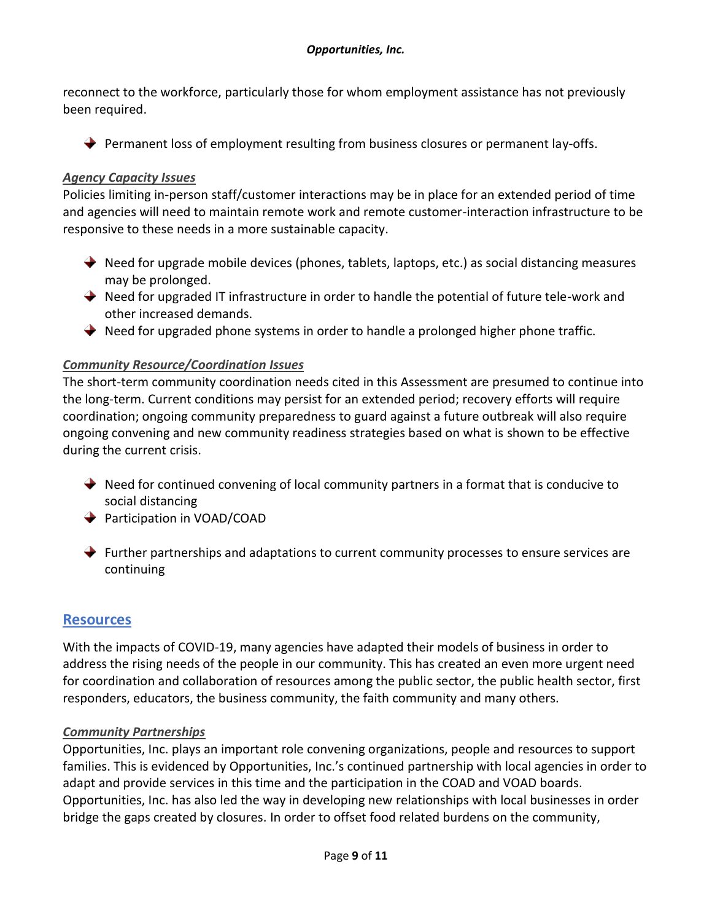reconnect to the workforce, particularly those for whom employment assistance has not previously been required.

- Permanent loss of employment resulting from business closures or permanent lay-offs.

### *Agency Capacity Issues*

Policies limiting in-person staff/customer interactions may be in place for an extended period of time and agencies will need to maintain remote work and remote customer-interaction infrastructure to be responsive to these needs in a more sustainable capacity.

- Need for upgrade mobile devices (phones, tablets, laptops, etc.) as social distancing measures may be prolonged.
- Need for upgraded IT infrastructure in order to handle the potential of future tele-work and other increased demands.
- Need for upgraded phone systems in order to handle a prolonged higher phone traffic.

### *Community Resource/Coordination Issues*

The short-term community coordination needs cited in this Assessment are presumed to continue into the long-term. Current conditions may persist for an extended period; recovery efforts will require coordination; ongoing community preparedness to guard against a future outbreak will also require ongoing convening and new community readiness strategies based on what is shown to be effective during the current crisis.

- Need for continued convening of local community partners in a format that is conducive to social distancing
- Participation in VOAD/COAD
- Further partnerships and adaptations to current community processes to ensure services are continuing

## Resources

With the impacts of COVID-19, many agencies have adapted their models of business in order to address the rising needs of the people in our community. This has created an even more urgent need for coordination and collaboration of resources among the public sector, the public health sector, first responders, educators, the business community, the faith community and many others.

### *Community Partnerships*

Opportunities, Inc. plays an important role convening organizations, people and resources to support families. This is evidenced by Opportunities, Inc.'s continued partnership with local agencies in order to adapt and provide services in this time and the participation in the COAD and VOAD boards. Opportunities, Inc. has also led the way in developing new relationships with local businesses in order bridge the gaps created by closures. In order to offset food related burdens on the community,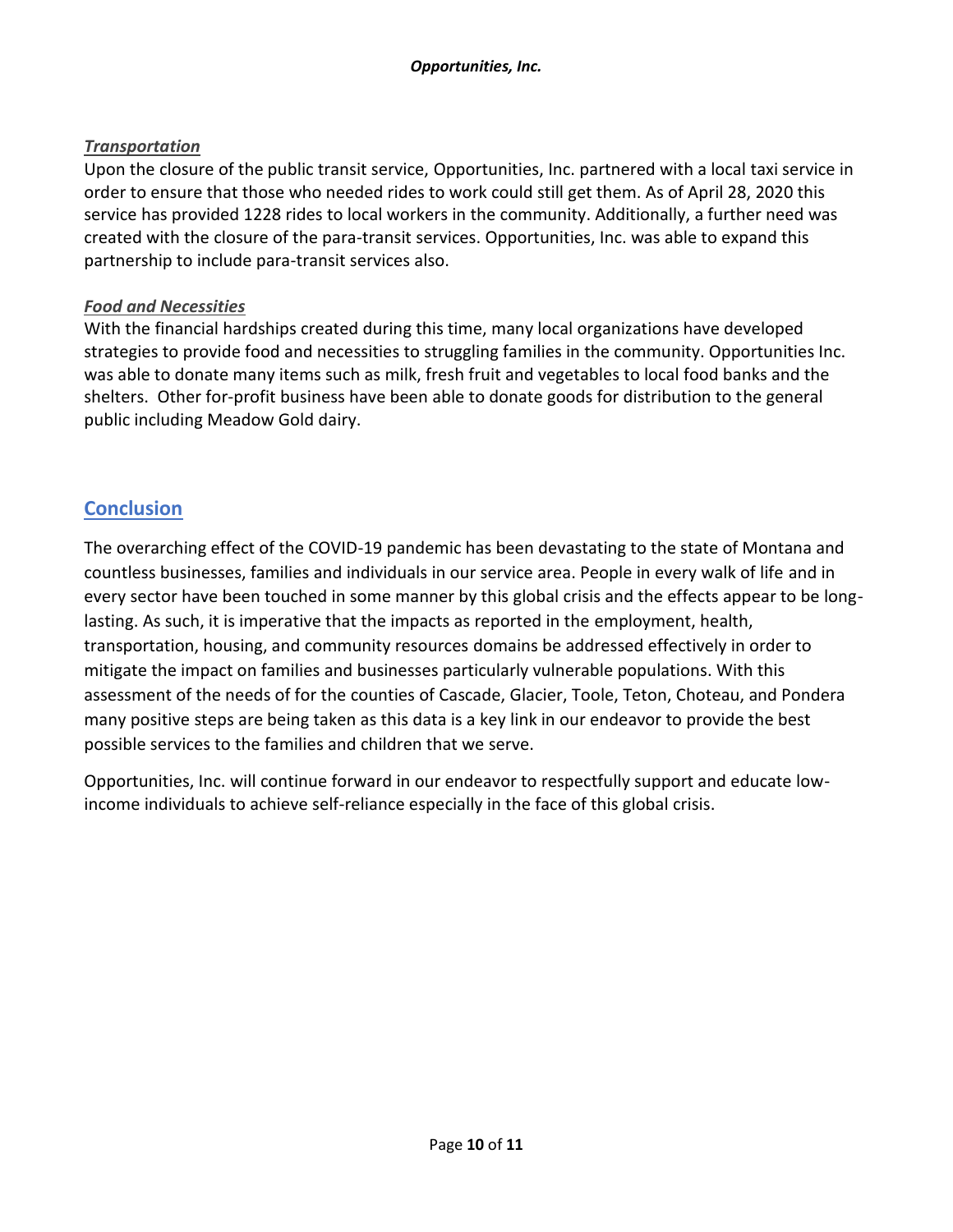### ***Transportation***

Upon the closure of the public transit service, Opportunities, Inc. partnered with a local taxi service in order to ensure that those who needed rides to work could still get them. As of April 28, 2020 this service has provided 1228 rides to local workers in the community. Additionally, a further need was created with the closure of the para-transit services. Opportunities, Inc. was able to expand this partnership to include para-transit services also.

### ***Food and Necessities***

With the financial hardships created during this time, many local organizations have developed strategies to provide food and necessities to struggling families in the community. Opportunities Inc. was able to donate many items such as milk, fresh fruit and vegetables to local food banks and the shelters. Other for-profit business have been able to donate goods for distribution to the general public including Meadow Gold dairy.

## Conclusion

The overarching effect of the COVID-19 pandemic has been devastating to the state of Montana and countless businesses, families and individuals in our service area. People in every walk of life and in every sector have been touched in some manner by this global crisis and the effects appear to be long-lasting. As such, it is imperative that the impacts as reported in the employment, health, transportation, housing, and community resources domains be addressed effectively in order to mitigate the impact on families and businesses particularly vulnerable populations. With this assessment of the needs of for the counties of Cascade, Glacier, Toole, Teton, Choteau, and Pondera many positive steps are being taken as this data is a key link in our endeavor to provide the best possible services to the families and children that we serve.

Opportunities, Inc. will continue forward in our endeavor to respectfully support and educate low-income individuals to achieve self-reliance especially in the face of this global crisis.